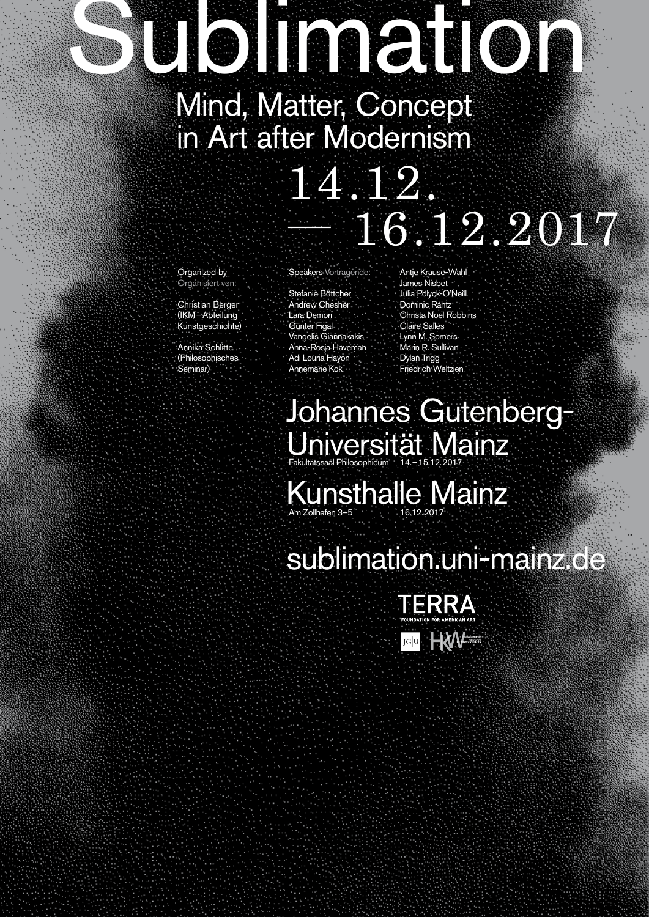# Sublimation

## Mind, Matter, Concept in Art after Modernism

14.12. — 16.12.2017

Organized by
Organisiert von:

Christian Berger
(IKM – Abteilung Kunstgeschichte)

Annika Schlitte
(Philosophisches Seminar)

Speakers Vortragende:

Stefanie Böttcher
Andrew Chesher
Lara Demori
Günter Figal
Vangelis Giannakakis
Anna-Rosja Haveman
Adi Louria Hayon
Annemarie Kok
Antje Krause-Wahl
James Nisbet
Julia Polyck-O'Neill
Dominic Rahtz
Christa Noel Robbins
Claire Salles
Lynn M. Somers
Marin R. Sullivan
Dylan Trigg
Friedrich Weltzien

## Johannes Gutenberg-Universität Mainz

Fakultätssaal Philosophicum 14.–15.12.2017

## Kunsthalle Mainz

Am Zollhafen 3–5 16.12.2017

## sublimation.uni-mainz.de

TERRA
FOUNDATION FOR AMERICAN ART

JGU HKW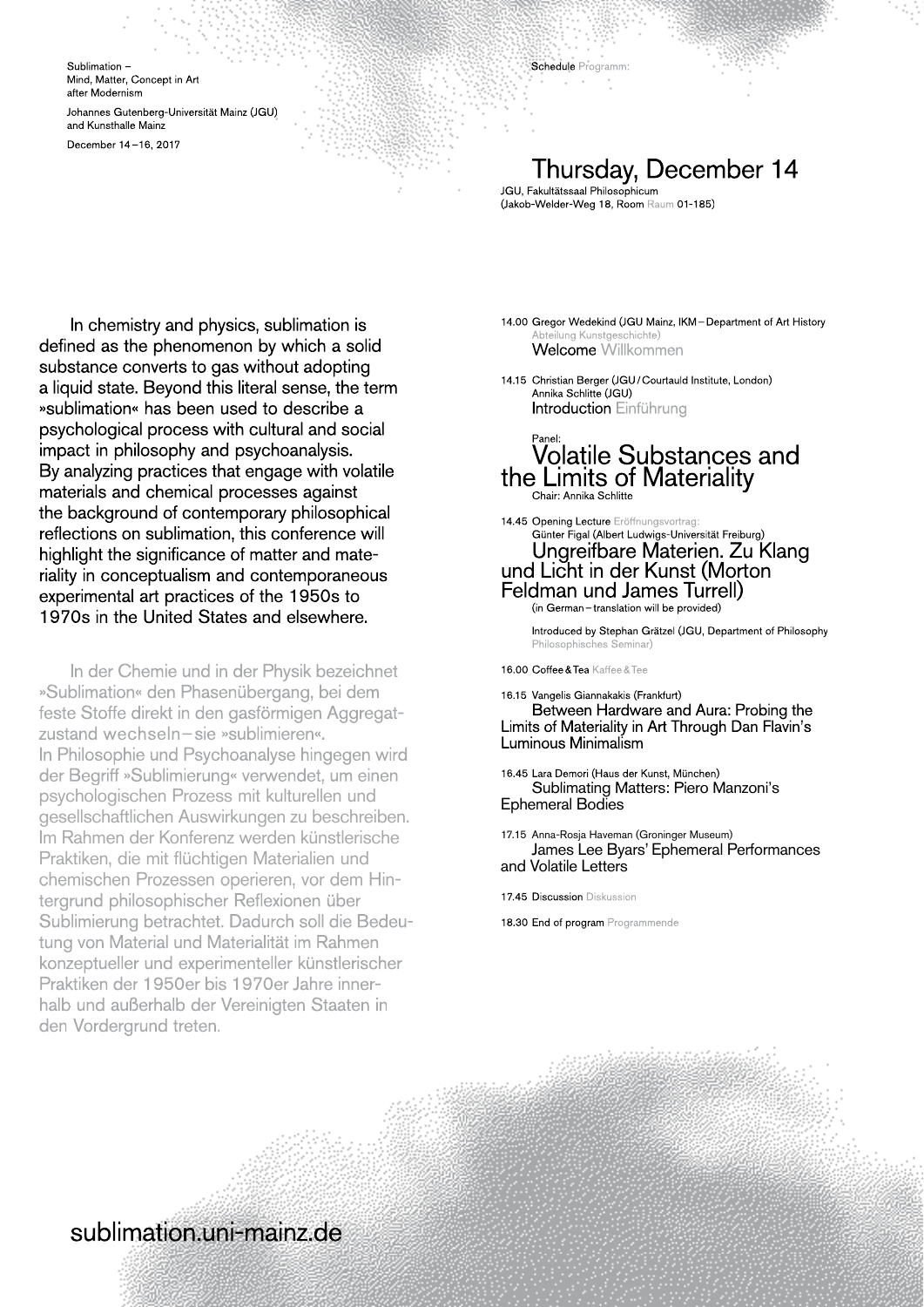Sublimation –
Mind, Matter, Concept in Art
after Modernism

Johannes Gutenberg-Universität Mainz (JGU)
and Kunsthalle Mainz

December 14–16, 2017

In chemistry and physics, sublimation is defined as the phenomenon by which a solid substance converts to gas without adopting a liquid state. Beyond this literal sense, the term »sublimation« has been used to describe a psychological process with cultural and social impact in philosophy and psychoanalysis. By analyzing practices that engage with volatile materials and chemical processes against the background of contemporary philosophical reflections on sublimation, this conference will highlight the significance of matter and materiality in conceptualism and contemporaneous experimental art practices of the 1950s to 1970s in the United States and elsewhere.

In der Chemie und in der Physik bezeichnet »Sublimation« den Phasenübergang, bei dem feste Stoffe direkt in den gasförmigen Aggregatzustand wechseln – sie »sublimieren«. In Philosophie und Psychoanalyse hingegen wird der Begriff »Sublimierung« verwendet, um einen psychologischen Prozess mit kulturellen und gesellschaftlichen Auswirkungen zu beschreiben. Im Rahmen der Konferenz werden künstlerische Praktiken, die mit flüchtigen Materialien und chemischen Prozessen operieren, vor dem Hintergrund philosophischer Reflexionen über Sublimierung betrachtet. Dadurch soll die Bedeutung von Material und Materialität im Rahmen konzeptueller und experimenteller künstlerischer Praktiken der 1950er bis 1970er Jahre innerhalb und außerhalb der Vereinigten Staaten in den Vordergrund treten.

sublimation.uni-mainz.de

Schedule Programm:

## Thursday, December 14

JGU, Fakultätssaal Philosophicum
(Jakob-Welder-Weg 18, Room Raum 01-185)

14.00 Gregor Wedekind (JGU Mainz, IKM – Department of Art History Abteilung Kunstgeschichte)
Welcome Willkommen

14.15 Christian Berger (JGU / Courtauld Institute, London)
Annika Schlitte (JGU)
Introduction Einführung

Panel:

### Volatile Substances and the Limits of Materiality

Chair: Annika Schlitte

14.45 Opening Lecture Eröffnungsvortrag:
Günter Figal (Albert Ludwigs-Universität Freiburg)
Ungreifbare Materien. Zu Klang und Licht in der Kunst (Morton Feldman und James Turrell)
(in German – translation will be provided)

Introduced by Stephan Grätzel (JGU, Department of Philosophy Philosophisches Seminar)

16.00 Coffee & Tea Kaffee & Tee

16.15 Vangelis Giannakakis (Frankfurt)
Between Hardware and Aura: Probing the Limits of Materiality in Art Through Dan Flavin's Luminous Minimalism

16.45 Lara Demori (Haus der Kunst, München)
Sublimating Matters: Piero Manzoni's Ephemeral Bodies

17.15 Anna-Rosja Haveman (Groninger Museum)
James Lee Byars' Ephemeral Performances and Volatile Letters

17.45 Discussion Diskussion

18.30 End of program Programmende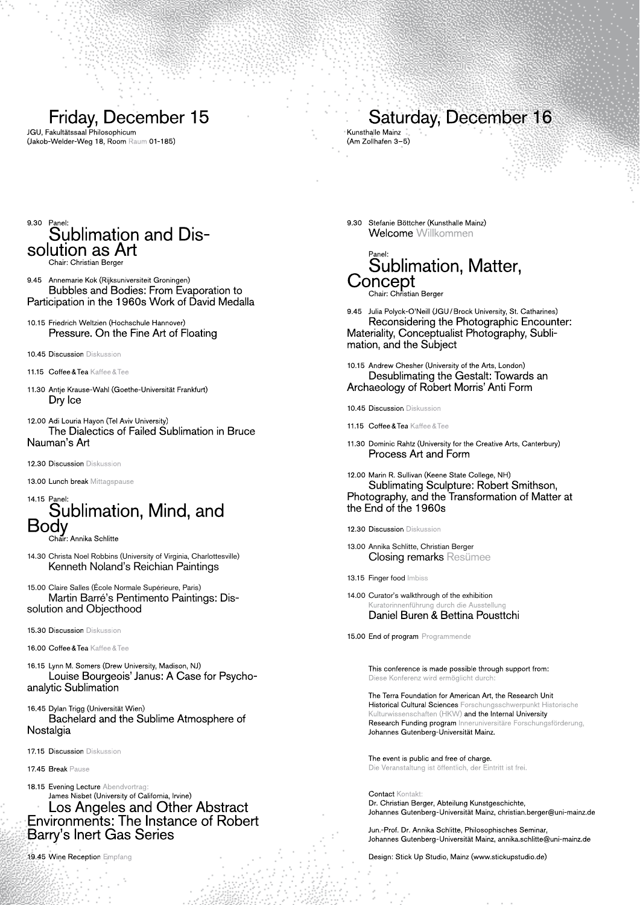# Friday, December 15

JGU, Fakultätssaal Philosophicum
(Jakob-Welder-Weg 18, Room Raum 01-185)

9.30 Panel:

## Sublimation and Dissolution as Art

Chair: Christian Berger

9.45 Annemarie Kok (Rijksuniversiteit Groningen)
Bubbles and Bodies: From Evaporation to Participation in the 1960s Work of David Medalla

10.15 Friedrich Weltzien (Hochschule Hannover)
Pressure. On the Fine Art of Floating

10.45 Discussion Diskussion

11.15 Coffee & Tea Kaffee & Tee

11.30 Antje Krause-Wahl (Goethe-Universität Frankfurt)
Dry Ice

12.00 Adi Louria Hayon (Tel Aviv University)
The Dialectics of Failed Sublimation in Bruce Nauman's Art

12.30 Discussion Diskussion

13.00 Lunch break Mittagspause

14.15 Panel:

## Sublimation, Mind, and Body

Chair: Annika Schlitte

14.30 Christa Noel Robbins (University of Virginia, Charlottesville)
Kenneth Noland's Reichian Paintings

15.00 Claire Salles (École Normale Supérieure, Paris)
Martin Barré's Pentimento Paintings: Dissolution and Objecthood

15.30 Discussion Diskussion

16.00 Coffee & Tea Kaffee & Tee

16.15 Lynn M. Somers (Drew University, Madison, NJ)
Louise Bourgeois' Janus: A Case for Psychoanalytic Sublimation

16.45 Dylan Trigg (Universität Wien)
Bachelard and the Sublime Atmosphere of Nostalgia

17.15 Discussion Diskussion

17.45 Break Pause

18.15 Evening Lecture Abendvortrag:
James Nisbet (University of California, Irvine)

## Los Angeles and Other Abstract Environments: The Instance of Robert Barry's Inert Gas Series

19.45 Wine Reception Empfang

# Saturday, December 16

Kunsthalle Mainz
(Am Zollhafen 3–5)

9.30 Stefanie Böttcher (Kunsthalle Mainz)
Welcome Willkommen

Panel:

## Sublimation, Matter, Concept

Chair: Christian Berger

9.45 Julia Polyck-O'Neill (JGU / Brock University, St. Catharines)
Reconsidering the Photographic Encounter: Materiality, Conceptualist Photography, Sublimation, and the Subject

10.15 Andrew Chesher (University of the Arts, London)
Desublimating the Gestalt: Towards an Archaeology of Robert Morris' Anti Form

10.45 Discussion Diskussion

11.15 Coffee & Tea Kaffee & Tee

11.30 Dominic Rahtz (University for the Creative Arts, Canterbury)
Process Art and Form

12.00 Marin R. Sullivan (Keene State College, NH)
Sublimating Sculpture: Robert Smithson, Photography, and the Transformation of Matter at the End of the 1960s

12.30 Discussion Diskussion

13.00 Annika Schlitte, Christian Berger
Closing remarks Resümee

13.15 Finger food Imbiss

14.00 Curator's walkthrough of the exhibition
Kuratorinnenführung durch die Ausstellung
Daniel Buren & Bettina Pousttchi

15.00 End of program Programmende

This conference is made possible through support from:
Diese Konferenz wird ermöglicht durch:

The Terra Foundation for American Art, the Research Unit Historical Cultural Sciences Forschungsschwerpunkt Historische Kulturwissenschaften (HKW) and the Internal University Research Funding program Inneruniversitäre Forschungsförderung, Johannes Gutenberg-Universität Mainz.

The event is public and free of charge.
Die Veranstaltung ist öffentlich, der Eintritt ist frei.

Contact Kontakt:
Dr. Christian Berger, Abteilung Kunstgeschichte,
Johannes Gutenberg-Universität Mainz, christian.berger@uni-mainz.de

Jun.-Prof. Dr. Annika Schlitte, Philosophisches Seminar,
Johannes Gutenberg-Universität Mainz, annika.schlitte@uni-mainz.de

Design: Stick Up Studio, Mainz (www.stickupstudio.de)